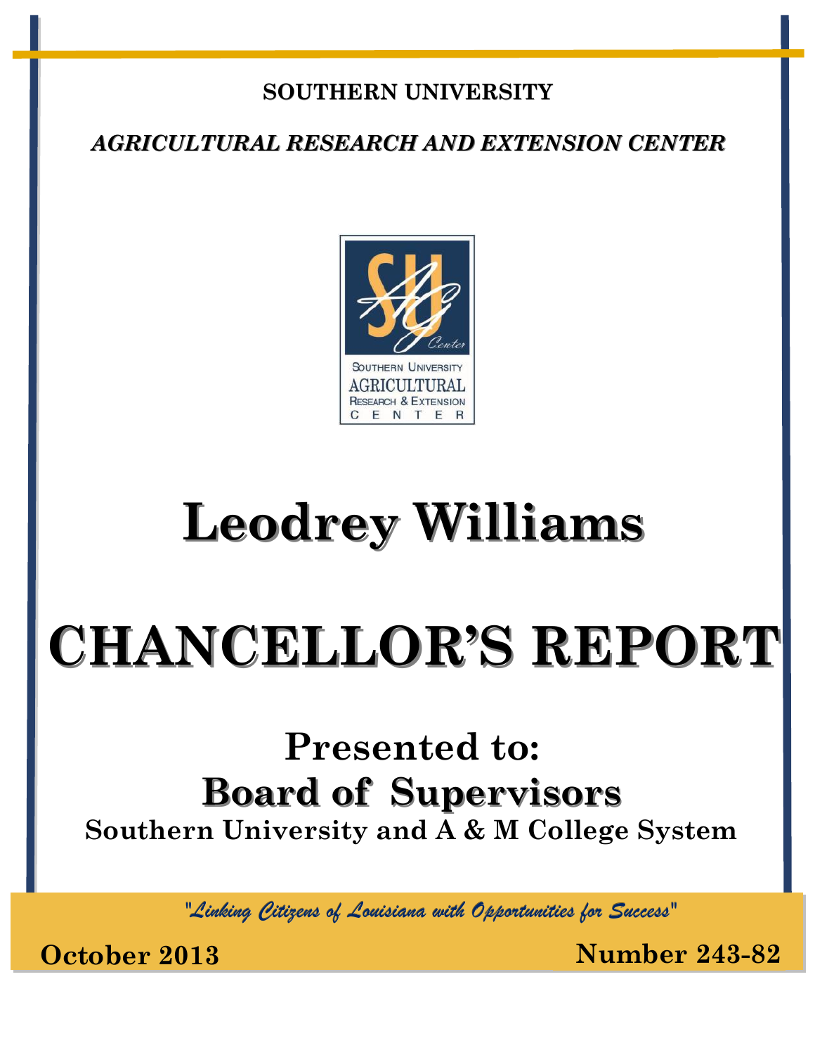**SOUTHERN UNIVERSITY**

***AGRICULTURAL RESEARCH AND EXTENSION CENTER***

# Leodrey Williams

# CHANCELLOR'S REPORT

## Presented to:

## Board of Supervisors

**Southern University and A & M College System**

*"Linking Citizens of Louisiana with Opportunities for Success"*

**October 2013** **Number 243-82**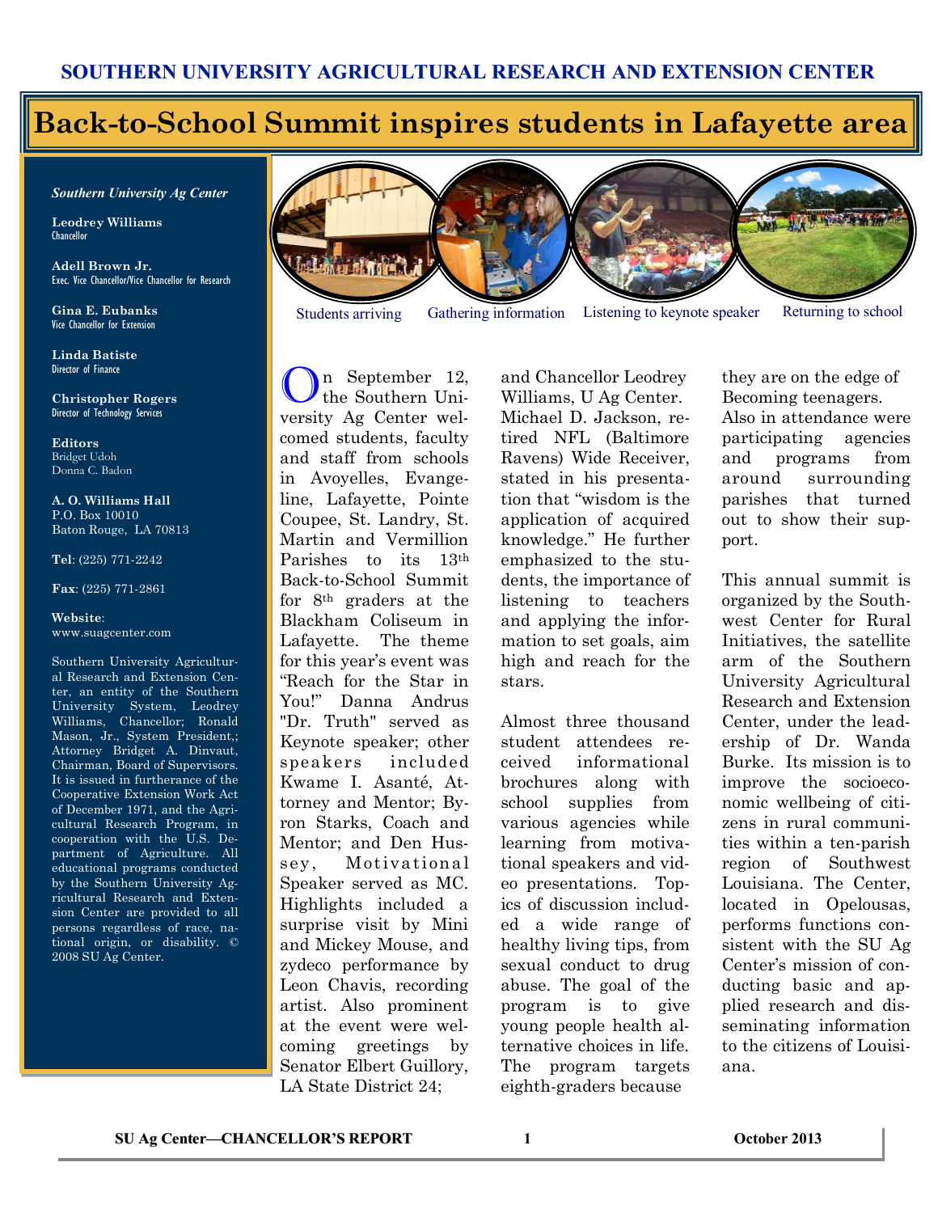**SOUTHERN UNIVERSITY AGRICULTURAL RESEARCH AND EXTENSION CENTER**

# Back-to-School Summit inspires students in Lafayette area

*Southern University Ag Center*

**Leodrey Williams**
Chancellor

**Adell Brown Jr.**
Exec. Vice Chancellor/Vice Chancellor for Research

**Gina E. Eubanks**
Vice Chancellor for Extension

**Linda Batiste**
Director of Finance

**Christopher Rogers**
Director of Technology Services

**Editors**
Bridget Udoh
Donna C. Badon

**A. O. Williams Hall**
P.O. Box 10010
Baton Rouge, LA 70813

**Tel**: (225) 771-2242

**Fax**: (225) 771-2861

**Website**:
www.suagcenter.com

Southern University Agricultural Research and Extension Center, an entity of the Southern University System, Leodrey Williams, Chancellor; Ronald Mason, Jr., System President,; Attorney Bridget A. Dinvaut, Chairman, Board of Supervisors. It is issued in furtherance of the Cooperative Extension Work Act of December 1971, and the Agricultural Research Program, in cooperation with the U.S. Department of Agriculture. All educational programs conducted by the Southern University Agricultural Research and Extension Center are provided to all persons regardless of race, national origin, or disability. © 2008 SU Ag Center.

Students arriving | Gathering information | Listening to keynote speaker | Returning to school

On September 12, the Southern University Ag Center welcomed students, faculty and staff from schools in Avoyelles, Evangeline, Lafayette, Pointe Coupee, St. Landry, St. Martin and Vermillion Parishes to its 13th Back-to-School Summit for 8th graders at the Blackham Coliseum in Lafayette. The theme for this year's event was "Reach for the Star in You!" Danna Andrus "Dr. Truth" served as Keynote speaker; other speakers included Kwame I. Asanté, Attorney and Mentor; Byron Starks, Coach and Mentor; and Den Hussey, Motivational Speaker served as MC. Highlights included a surprise visit by Mini and Mickey Mouse, and zydeco performance by Leon Chavis, recording artist. Also prominent at the event were welcoming greetings by Senator Elbert Guillory, LA State District 24; and Chancellor Leodrey Williams, U Ag Center. Michael D. Jackson, retired NFL (Baltimore Ravens) Wide Receiver, stated in his presentation that "wisdom is the application of acquired knowledge." He further emphasized to the students, the importance of listening to teachers and applying the information to set goals, aim high and reach for the stars.

Almost three thousand student attendees received informational brochures along with school supplies from various agencies while learning from motivational speakers and video presentations. Topics of discussion included a wide range of healthy living tips, from sexual conduct to drug abuse. The goal of the program is to give young people health alternative choices in life. The program targets eighth-graders because they are on the edge of Becoming teenagers. Also in attendance were participating agencies and programs from around surrounding parishes that turned out to show their support.

This annual summit is organized by the Southwest Center for Rural Initiatives, the satellite arm of the Southern University Agricultural Research and Extension Center, under the leadership of Dr. Wanda Burke. Its mission is to improve the socioeconomic wellbeing of citizens in rural communities within a ten-parish region of Southwest Louisiana. The Center, located in Opelousas, performs functions consistent with the SU Ag Center's mission of conducting basic and applied research and disseminating information to the citizens of Louisiana.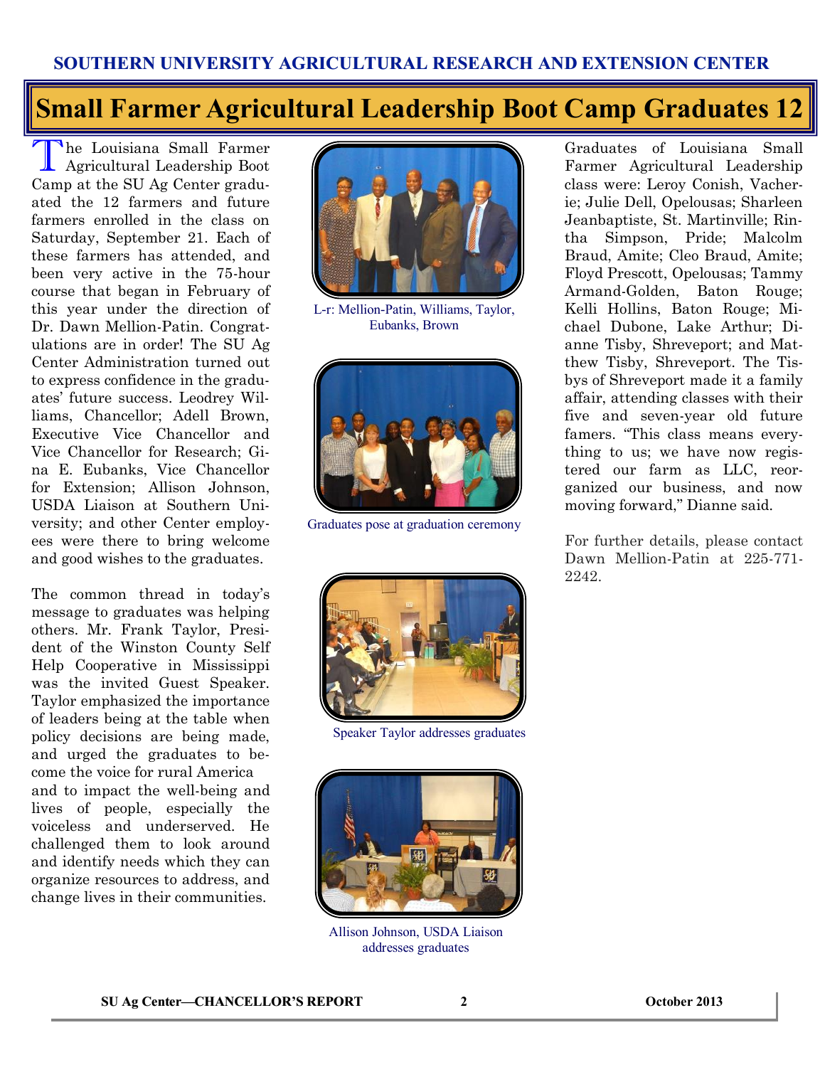## Small Farmer Agricultural Leadership Boot Camp Graduates 12

The Louisiana Small Farmer Agricultural Leadership Boot Camp at the SU Ag Center graduated the 12 farmers and future farmers enrolled in the class on Saturday, September 21. Each of these farmers has attended, and been very active in the 75-hour course that began in February of this year under the direction of Dr. Dawn Mellion-Patin. Congratulations are in order! The SU Ag Center Administration turned out to express confidence in the graduates' future success. Leodrey Williams, Chancellor; Adell Brown, Executive Vice Chancellor and Vice Chancellor for Research; Gina E. Eubanks, Vice Chancellor for Extension; Allison Johnson, USDA Liaison at Southern University; and other Center employees were there to bring welcome and good wishes to the graduates.

The common thread in today's message to graduates was helping others. Mr. Frank Taylor, President of the Winston County Self Help Cooperative in Mississippi was the invited Guest Speaker. Taylor emphasized the importance of leaders being at the table when policy decisions are being made, and urged the graduates to become the voice for rural America and to impact the well-being and lives of people, especially the voiceless and underserved. He challenged them to look around and identify needs which they can organize resources to address, and change lives in their communities.

L-r: Mellion-Patin, Williams, Taylor, Eubanks, Brown

Graduates pose at graduation ceremony

Speaker Taylor addresses graduates

Allison Johnson, USDA Liaison addresses graduates

Graduates of Louisiana Small Farmer Agricultural Leadership class were: Leroy Conish, Vacherie; Julie Dell, Opelousas; Sharleen Jeanbaptiste, St. Martinville; Rintha Simpson, Pride; Malcolm Braud, Amite; Cleo Braud, Amite; Floyd Prescott, Opelousas; Tammy Armand-Golden, Baton Rouge; Kelli Hollins, Baton Rouge; Michael Dubone, Lake Arthur; Dianne Tisby, Shreveport; and Matthew Tisby, Shreveport. The Tisbys of Shreveport made it a family affair, attending classes with their five and seven-year old future famers. "This class means everything to us; we have now registered our farm as LLC, reorganized our business, and now moving forward," Dianne said.

For further details, please contact Dawn Mellion-Patin at 225-771-2242.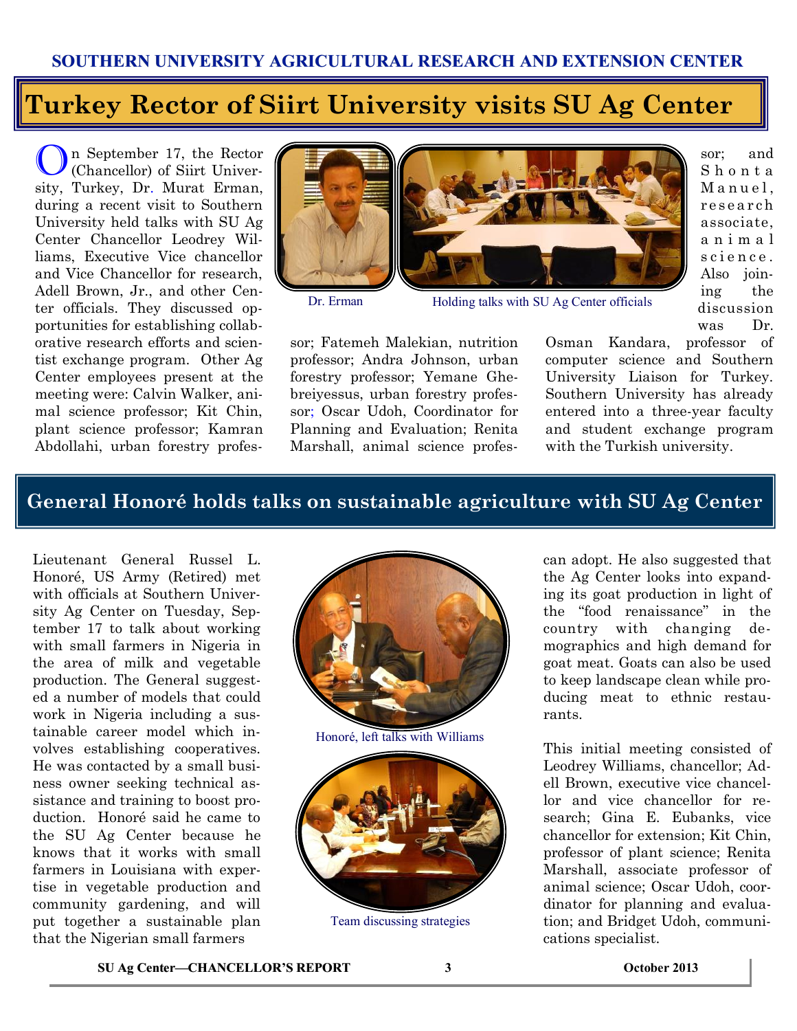## Turkey Rector of Siirt University visits SU Ag Center

On September 17, the Rector (Chancellor) of Siirt University, Turkey, Dr. Murat Erman, during a recent visit to Southern University held talks with SU Ag Center Chancellor Leodrey Williams, Executive Vice chancellor and Vice Chancellor for research, Adell Brown, Jr., and other Center officials. They discussed opportunities for establishing collaborative research efforts and scientist exchange program. Other Ag Center employees present at the meeting were: Calvin Walker, animal science professor; Kit Chin, plant science professor; Kamran Abdollahi, urban forestry professor; Fatemeh Malekian, nutrition professor; Andra Johnson, urban forestry professor; Yemane Ghebreiyessus, urban forestry professor; Oscar Udoh, Coordinator for Planning and Evaluation; Renita Marshall, animal science professor; and Shonta Manuel, research associate, animal science. Also joining the discussion was Dr. Osman Kandara, professor of computer science and Southern University Liaison for Turkey. Southern University has already entered into a three-year faculty and student exchange program with the Turkish university.

Dr. Erman

Holding talks with SU Ag Center officials

## General Honoré holds talks on sustainable agriculture with SU Ag Center

Lieutenant General Russel L. Honoré, US Army (Retired) met with officials at Southern University Ag Center on Tuesday, September 17 to talk about working with small farmers in Nigeria in the area of milk and vegetable production. The General suggested a number of models that could work in Nigeria including a sustainable career model which involves establishing cooperatives. He was contacted by a small business owner seeking technical assistance and training to boost production. Honoré said he came to the SU Ag Center because he knows that it works with small farmers in Louisiana with expertise in vegetable production and community gardening, and will put together a sustainable plan that the Nigerian small farmers can adopt. He also suggested that the Ag Center looks into expanding its goat production in light of the "food renaissance" in the country with changing demographics and high demand for goat meat. Goats can also be used to keep landscape clean while producing meat to ethnic restaurants.

This initial meeting consisted of Leodrey Williams, chancellor; Adell Brown, executive vice chancellor and vice chancellor for research; Gina E. Eubanks, vice chancellor for extension; Kit Chin, professor of plant science; Renita Marshall, associate professor of animal science; Oscar Udoh, coordinator for planning and evaluation; and Bridget Udoh, communications specialist.

Honoré, left talks with Williams

Team discussing strategies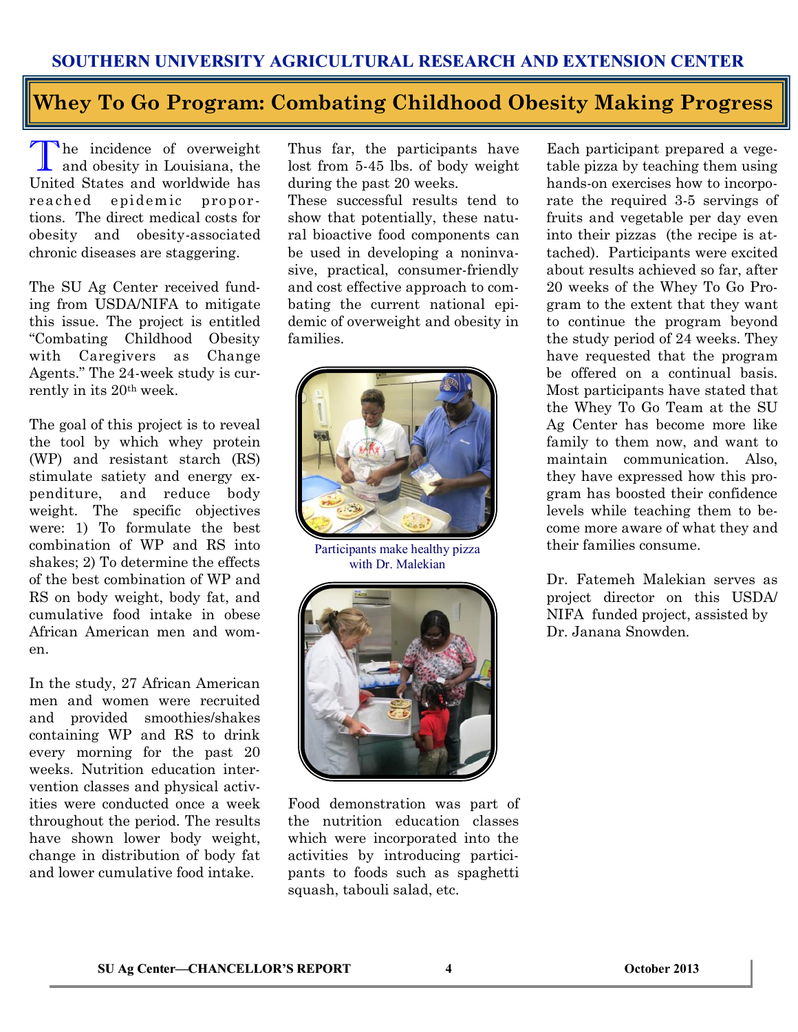## SOUTHERN UNIVERSITY AGRICULTURAL RESEARCH AND EXTENSION CENTER

# Whey To Go Program: Combating Childhood Obesity Making Progress

The incidence of overweight and obesity in Louisiana, the United States and worldwide has reached epidemic proportions. The direct medical costs for obesity and obesity-associated chronic diseases are staggering.

The SU Ag Center received funding from USDA/NIFA to mitigate this issue. The project is entitled "Combating Childhood Obesity with Caregivers as Change Agents." The 24-week study is currently in its 20th week.

The goal of this project is to reveal the tool by which whey protein (WP) and resistant starch (RS) stimulate satiety and energy expenditure, and reduce body weight. The specific objectives were: 1) To formulate the best combination of WP and RS into shakes; 2) To determine the effects of the best combination of WP and RS on body weight, body fat, and cumulative food intake in obese African American men and women.

In the study, 27 African American men and women were recruited and provided smoothies/shakes containing WP and RS to drink every morning for the past 20 weeks. Nutrition education intervention classes and physical activities were conducted once a week throughout the period. The results have shown lower body weight, change in distribution of body fat and lower cumulative food intake.

Thus far, the participants have lost from 5-45 lbs. of body weight during the past 20 weeks.

These successful results tend to show that potentially, these natural bioactive food components can be used in developing a noninvasive, practical, consumer-friendly and cost effective approach to combating the current national epidemic of overweight and obesity in families.

Participants make healthy pizza with Dr. Malekian

Food demonstration was part of the nutrition education classes which were incorporated into the activities by introducing participants to foods such as spaghetti squash, tabouli salad, etc.

Each participant prepared a vegetable pizza by teaching them using hands-on exercises how to incorporate the required 3-5 servings of fruits and vegetable per day even into their pizzas (the recipe is attached). Participants were excited about results achieved so far, after 20 weeks of the Whey To Go Program to the extent that they want to continue the program beyond the study period of 24 weeks. They have requested that the program be offered on a continual basis. Most participants have stated that the Whey To Go Team at the SU Ag Center has become more like family to them now, and want to maintain communication. Also, they have expressed how this program has boosted their confidence levels while teaching them to become more aware of what they and their families consume.

Dr. Fatemeh Malekian serves as project director on this USDA/NIFA funded project, assisted by Dr. Janana Snowden.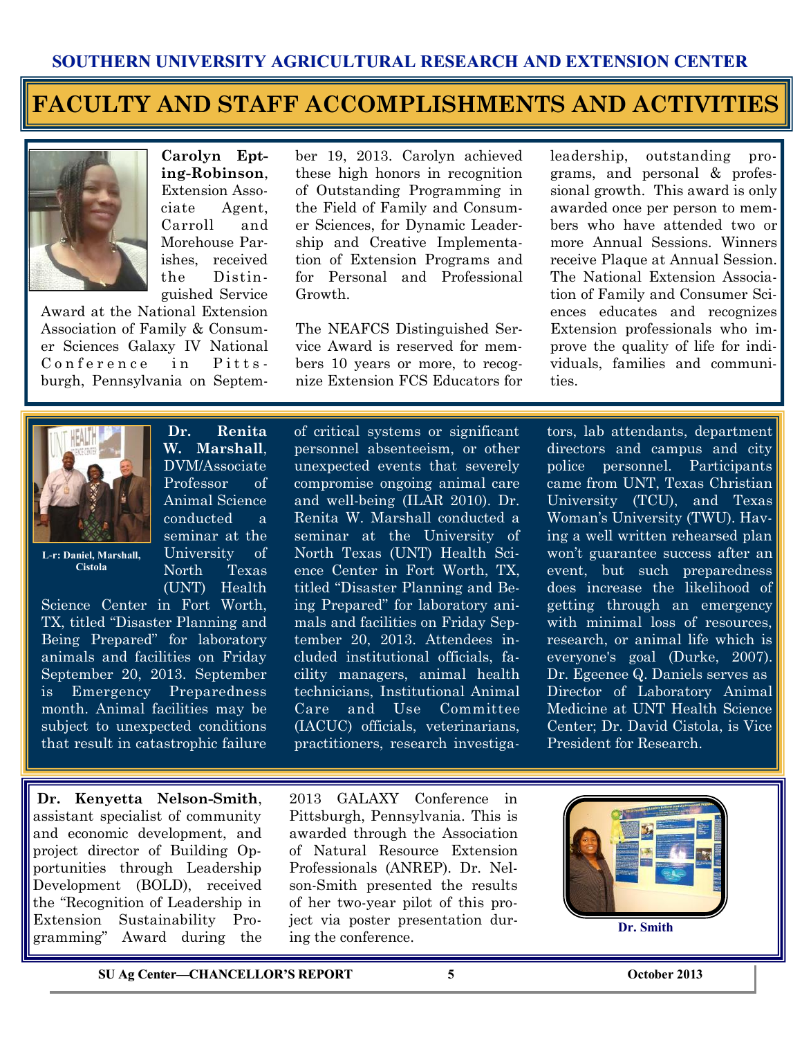## FACULTY AND STAFF ACCOMPLISHMENTS AND ACTIVITIES

**Carolyn Epting-Robinson**, Extension Associate Agent, Carroll and Morehouse Parishes, received the Distinguished Service Award at the National Extension Association of Family & Consumer Sciences Galaxy IV National Conference in Pittsburgh, Pennsylvania on September 19, 2013. Carolyn achieved these high honors in recognition of Outstanding Programming in the Field of Family and Consumer Sciences, for Dynamic Leadership and Creative Implementation of Extension Programs and for Personal and Professional Growth.

The NEAFCS Distinguished Service Award is reserved for members 10 years or more, to recognize Extension FCS Educators for leadership, outstanding programs, and personal & professional growth. This award is only awarded once per person to members who have attended two or more Annual Sessions. Winners receive Plaque at Annual Session. The National Extension Association of Family and Consumer Sciences educates and recognizes Extension professionals who improve the quality of life for individuals, families and communities.

L-r: Daniel, Marshall, Cistola

**Dr. Renita W. Marshall**, DVM/Associate Professor of Animal Science conducted a seminar at the University of North Texas (UNT) Health Science Center in Fort Worth, TX, titled "Disaster Planning and Being Prepared" for laboratory animals and facilities on Friday September 20, 2013. September is Emergency Preparedness month. Animal facilities may be subject to unexpected conditions that result in catastrophic failure of critical systems or significant personnel absenteeism, or other unexpected events that severely compromise ongoing animal care and well-being (ILAR 2010). Dr. Renita W. Marshall conducted a seminar at the University of North Texas (UNT) Health Science Center in Fort Worth, TX, titled "Disaster Planning and Being Prepared" for laboratory animals and facilities on Friday September 20, 2013. Attendees included institutional officials, facility managers, animal health technicians, Institutional Animal Care and Use Committee (IACUC) officials, veterinarians, practitioners, research investigators, lab attendants, department directors and campus and city police personnel. Participants came from UNT, Texas Christian University (TCU), and Texas Woman's University (TWU). Having a well written rehearsed plan won't guarantee success after an event, but such preparedness does increase the likelihood of getting through an emergency with minimal loss of resources, research, or animal life which is everyone's goal (Durke, 2007). Dr. Egeenee Q. Daniels serves as Director of Laboratory Animal Medicine at UNT Health Science Center; Dr. David Cistola, is Vice President for Research.

**Dr. Kenyetta Nelson-Smith**, assistant specialist of community and economic development, and project director of Building Opportunities through Leadership Development (BOLD), received the "Recognition of Leadership in Extension Sustainability Programming" Award during the 2013 GALAXY Conference in Pittsburgh, Pennsylvania. This is awarded through the Association of Natural Resource Extension Professionals (ANREP). Dr. Nelson-Smith presented the results of her two-year pilot of this project via poster presentation during the conference.

Dr. Smith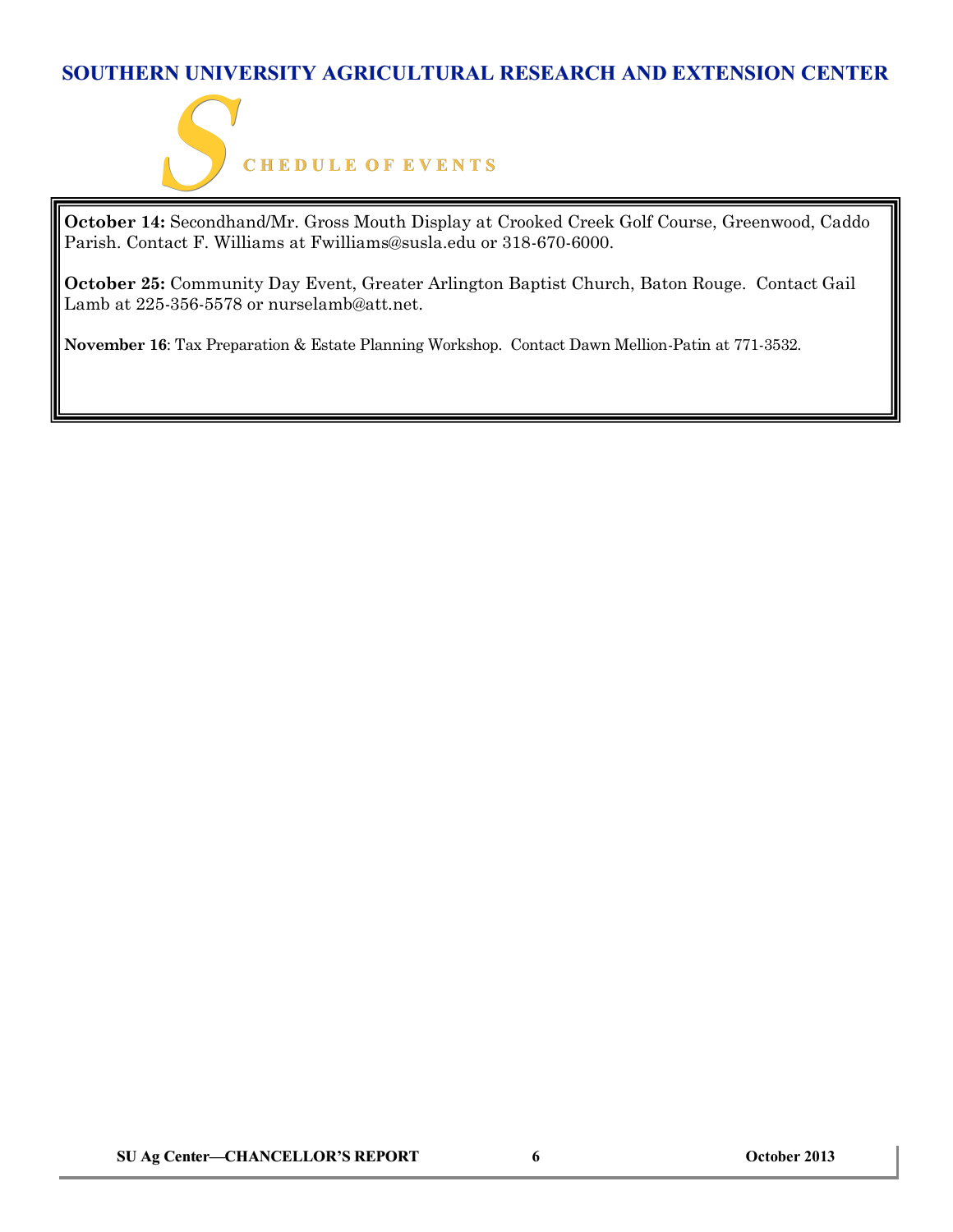# SOUTHERN UNIVERSITY AGRICULTURAL RESEARCH AND EXTENSION CENTER

## SCHEDULE OF EVENTS

**October 14:** Secondhand/Mr. Gross Mouth Display at Crooked Creek Golf Course, Greenwood, Caddo Parish. Contact F. Williams at Fwilliams@susla.edu or 318-670-6000.

**October 25:** Community Day Event, Greater Arlington Baptist Church, Baton Rouge. Contact Gail Lamb at 225-356-5578 or nurselamb@att.net.

**November 16**: Tax Preparation & Estate Planning Workshop. Contact Dawn Mellion-Patin at 771-3532.